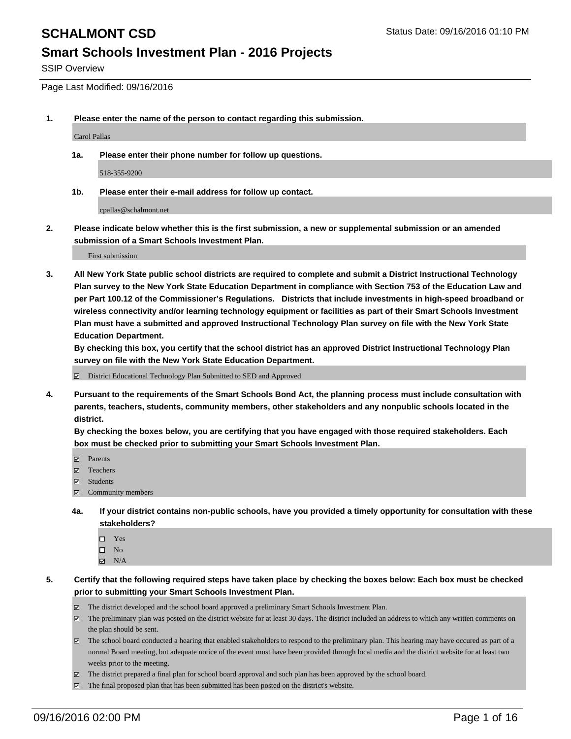# SCHALMONT CSD

Status Date: 09/16/2016 01:10 PM

## Smart Schools Investment Plan - 2016 Projects

SSIP Overview

Page Last Modified: 09/16/2016

**1. Please enter the name of the person to contact regarding this submission.**

Carol Pallas

**1a. Please enter their phone number for follow up questions.**

518-355-9200

**1b. Please enter their e-mail address for follow up contact.**

cpallas@schalmont.net

**2. Please indicate below whether this is the first submission, a new or supplemental submission or an amended submission of a Smart Schools Investment Plan.**

First submission

**3. All New York State public school districts are required to complete and submit a District Instructional Technology Plan survey to the New York State Education Department in compliance with Section 753 of the Education Law and per Part 100.12 of the Commissioner's Regulations. Districts that include investments in high-speed broadband or wireless connectivity and/or learning technology equipment or facilities as part of their Smart Schools Investment Plan must have a submitted and approved Instructional Technology Plan survey on file with the New York State Education Department.**

**By checking this box, you certify that the school district has an approved District Instructional Technology Plan survey on file with the New York State Education Department.**

- [x] District Educational Technology Plan Submitted to SED and Approved

**4. Pursuant to the requirements of the Smart Schools Bond Act, the planning process must include consultation with parents, teachers, students, community members, other stakeholders and any nonpublic schools located in the district.**

**By checking the boxes below, you are certifying that you have engaged with those required stakeholders. Each box must be checked prior to submitting your Smart Schools Investment Plan.**

- [x] Parents
- [x] Teachers
- [x] Students
- [x] Community members

**4a. If your district contains non-public schools, have you provided a timely opportunity for consultation with these stakeholders?**

- [ ] Yes
- [ ] No
- [x] N/A

**5. Certify that the following required steps have taken place by checking the boxes below: Each box must be checked prior to submitting your Smart Schools Investment Plan.**

- [x] The district developed and the school board approved a preliminary Smart Schools Investment Plan.
- [x] The preliminary plan was posted on the district website for at least 30 days. The district included an address to which any written comments on the plan should be sent.
- [x] The school board conducted a hearing that enabled stakeholders to respond to the preliminary plan. This hearing may have occured as part of a normal Board meeting, but adequate notice of the event must have been provided through local media and the district website for at least two weeks prior to the meeting.
- [x] The district prepared a final plan for school board approval and such plan has been approved by the school board.
- [x] The final proposed plan that has been submitted has been posted on the district's website.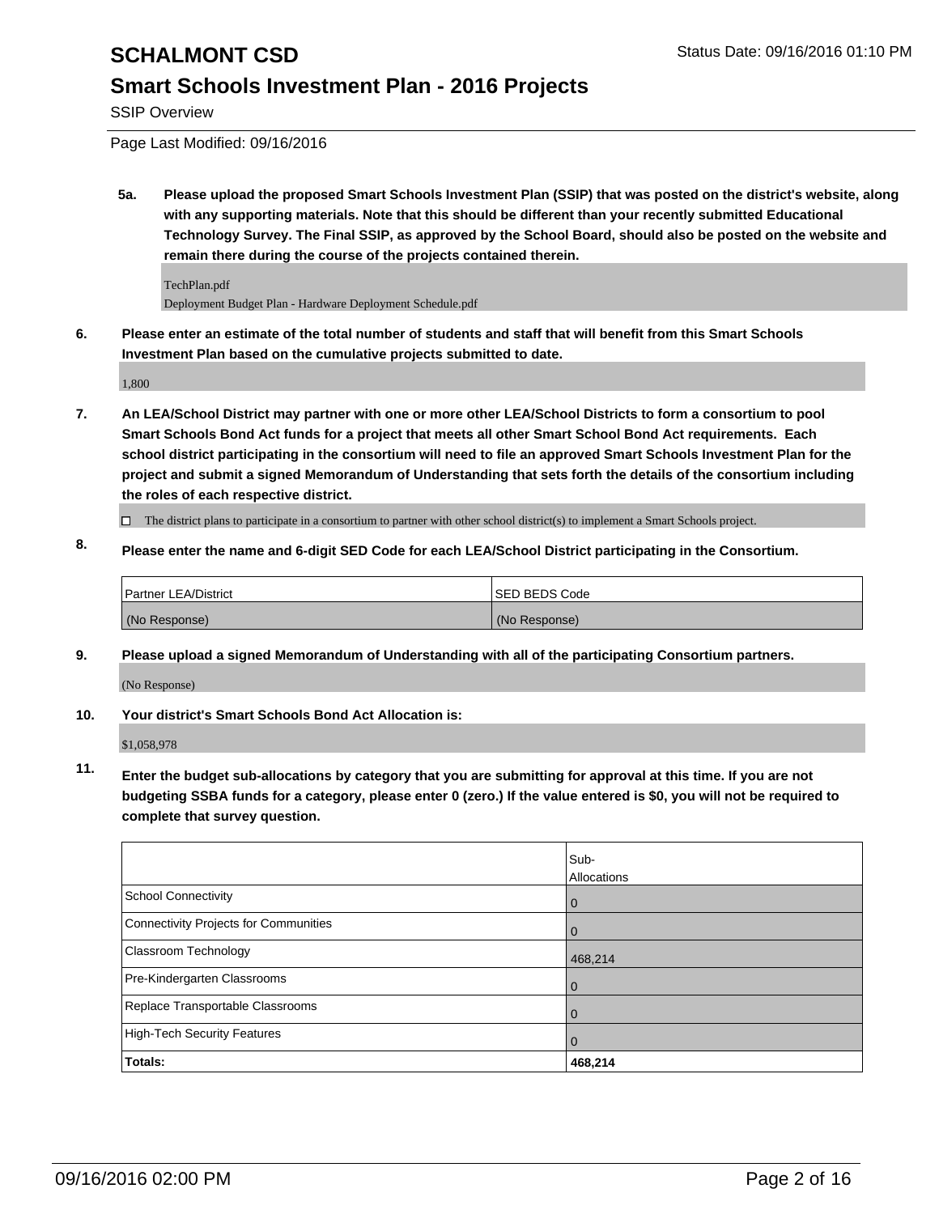**5a. Please upload the proposed Smart Schools Investment Plan (SSIP) that was posted on the district's website, along with any supporting materials. Note that this should be different than your recently submitted Educational Technology Survey. The Final SSIP, as approved by the School Board, should also be posted on the website and remain there during the course of the projects contained therein.**

TechPlan.pdf
Deployment Budget Plan - Hardware Deployment Schedule.pdf

**6. Please enter an estimate of the total number of students and staff that will benefit from this Smart Schools Investment Plan based on the cumulative projects submitted to date.**

1,800

**7. An LEA/School District may partner with one or more other LEA/School Districts to form a consortium to pool Smart Schools Bond Act funds for a project that meets all other Smart School Bond Act requirements. Each school district participating in the consortium will need to file an approved Smart Schools Investment Plan for the project and submit a signed Memorandum of Understanding that sets forth the details of the consortium including the roles of each respective district.**

☐ The district plans to participate in a consortium to partner with other school district(s) to implement a Smart Schools project.

**8. Please enter the name and 6-digit SED Code for each LEA/School District participating in the Consortium.**

| Partner LEA/District | SED BEDS Code |
| --- | --- |
| (No Response) | (No Response) |

**9. Please upload a signed Memorandum of Understanding with all of the participating Consortium partners.**

(No Response)

**10. Your district's Smart Schools Bond Act Allocation is:**

$1,058,978

**11. Enter the budget sub-allocations by category that you are submitting for approval at this time. If you are not budgeting SSBA funds for a category, please enter 0 (zero.) If the value entered is $0, you will not be required to complete that survey question.**

| | Sub-Allocations |
| --- | --- |
| School Connectivity | 0 |
| Connectivity Projects for Communities | 0 |
| Classroom Technology | 468,214 |
| Pre-Kindergarten Classrooms | 0 |
| Replace Transportable Classrooms | 0 |
| High-Tech Security Features | 0 |
| **Totals:** | **468,214** |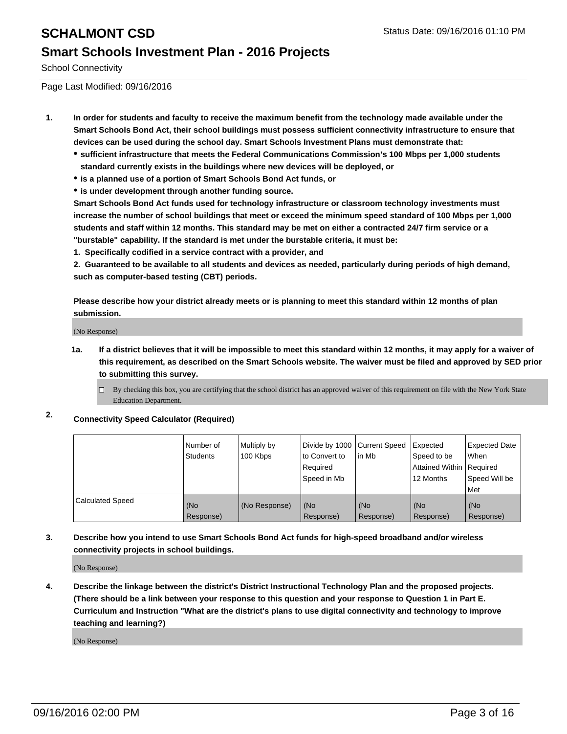# SCHALMONT CSD

Status Date: 09/16/2016 01:10 PM

## Smart Schools Investment Plan - 2016 Projects

School Connectivity

Page Last Modified: 09/16/2016

**1. In order for students and faculty to receive the maximum benefit from the technology made available under the Smart Schools Bond Act, their school buildings must possess sufficient connectivity infrastructure to ensure that devices can be used during the school day. Smart Schools Investment Plans must demonstrate that:**

- **sufficient infrastructure that meets the Federal Communications Commission's 100 Mbps per 1,000 students standard currently exists in the buildings where new devices will be deployed, or**
- **is a planned use of a portion of Smart Schools Bond Act funds, or**
- **is under development through another funding source.**

**Smart Schools Bond Act funds used for technology infrastructure or classroom technology investments must increase the number of school buildings that meet or exceed the minimum speed standard of 100 Mbps per 1,000 students and staff within 12 months. This standard may be met on either a contracted 24/7 firm service or a "burstable" capability. If the standard is met under the burstable criteria, it must be:**

**1. Specifically codified in a service contract with a provider, and**

**2. Guaranteed to be available to all students and devices as needed, particularly during periods of high demand, such as computer-based testing (CBT) periods.**

**Please describe how your district already meets or is planning to meet this standard within 12 months of plan submission.**

(No Response)

**1a. If a district believes that it will be impossible to meet this standard within 12 months, it may apply for a waiver of this requirement, as described on the Smart Schools website. The waiver must be filed and approved by SED prior to submitting this survey.**

☐ By checking this box, you are certifying that the school district has an approved waiver of this requirement on file with the New York State Education Department.

**2. Connectivity Speed Calculator (Required)**

| | Number of Students | Multiply by 100 Kbps | Divide by 1000 to Convert to Required Speed in Mb | Current Speed in Mb | Expected Speed to be Attained Within 12 Months | Expected Date When Required Speed Will be Met |
|---|---|---|---|---|---|---|
| Calculated Speed | (No Response) | (No Response) | (No Response) | (No Response) | (No Response) | (No Response) |

**3. Describe how you intend to use Smart Schools Bond Act funds for high-speed broadband and/or wireless connectivity projects in school buildings.**

(No Response)

**4. Describe the linkage between the district's District Instructional Technology Plan and the proposed projects. (There should be a link between your response to this question and your response to Question 1 in Part E. Curriculum and Instruction "What are the district's plans to use digital connectivity and technology to improve teaching and learning?)**

(No Response)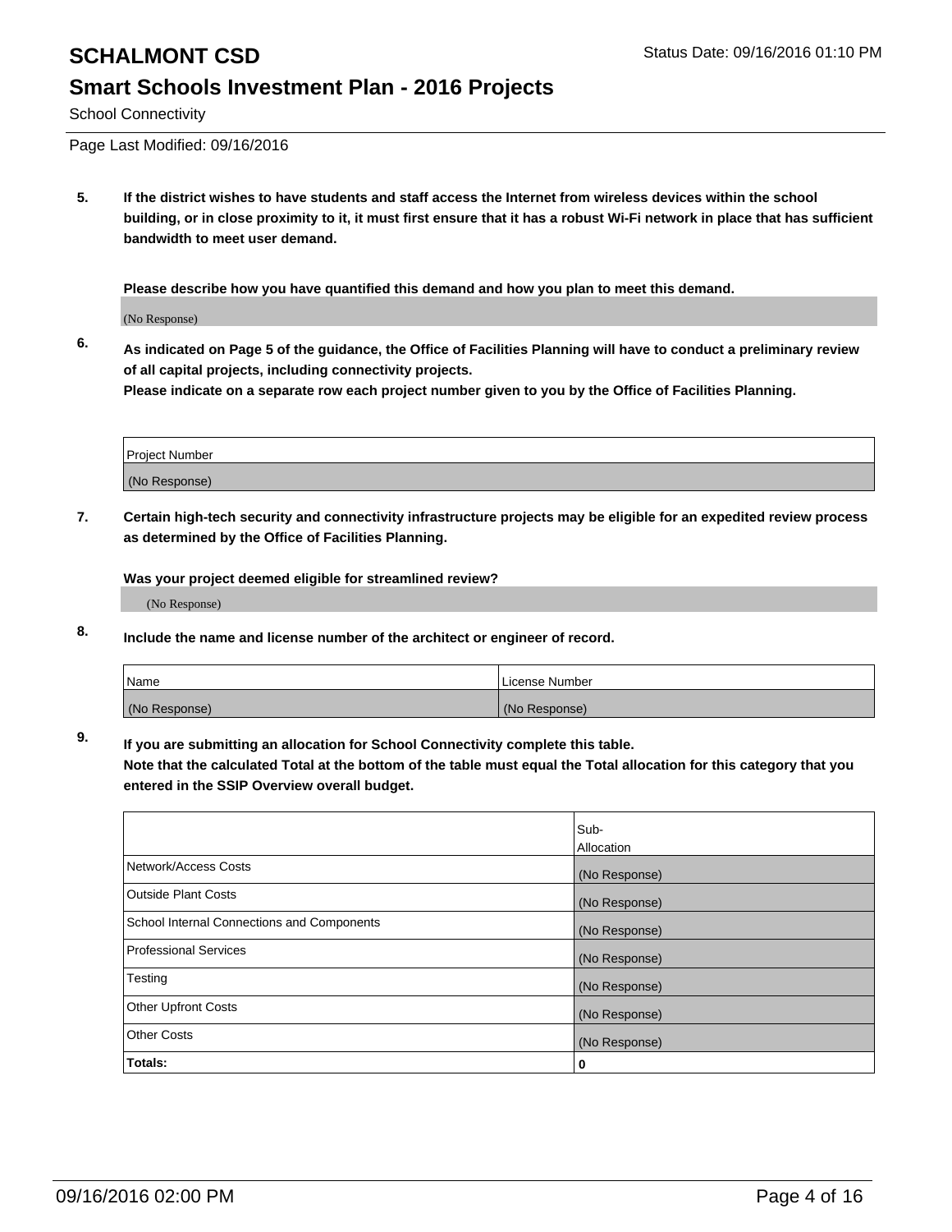School Connectivity

Page Last Modified: 09/16/2016

**5. If the district wishes to have students and staff access the Internet from wireless devices within the school building, or in close proximity to it, it must first ensure that it has a robust Wi-Fi network in place that has sufficient bandwidth to meet user demand.**

**Please describe how you have quantified this demand and how you plan to meet this demand.**

(No Response)

**6. As indicated on Page 5 of the guidance, the Office of Facilities Planning will have to conduct a preliminary review of all capital projects, including connectivity projects.**
**Please indicate on a separate row each project number given to you by the Office of Facilities Planning.**

| Project Number |
|---|
| (No Response) |

**7. Certain high-tech security and connectivity infrastructure projects may be eligible for an expedited review process as determined by the Office of Facilities Planning.**

**Was your project deemed eligible for streamlined review?**

(No Response)

**8. Include the name and license number of the architect or engineer of record.**

| Name | License Number |
|---|---|
| (No Response) | (No Response) |

**9. If you are submitting an allocation for School Connectivity complete this table.**
**Note that the calculated Total at the bottom of the table must equal the Total allocation for this category that you entered in the SSIP Overview overall budget.**

| | Sub-Allocation |
|---|---|
| Network/Access Costs | (No Response) |
| Outside Plant Costs | (No Response) |
| School Internal Connections and Components | (No Response) |
| Professional Services | (No Response) |
| Testing | (No Response) |
| Other Upfront Costs | (No Response) |
| Other Costs | (No Response) |
| **Totals:** | **0** |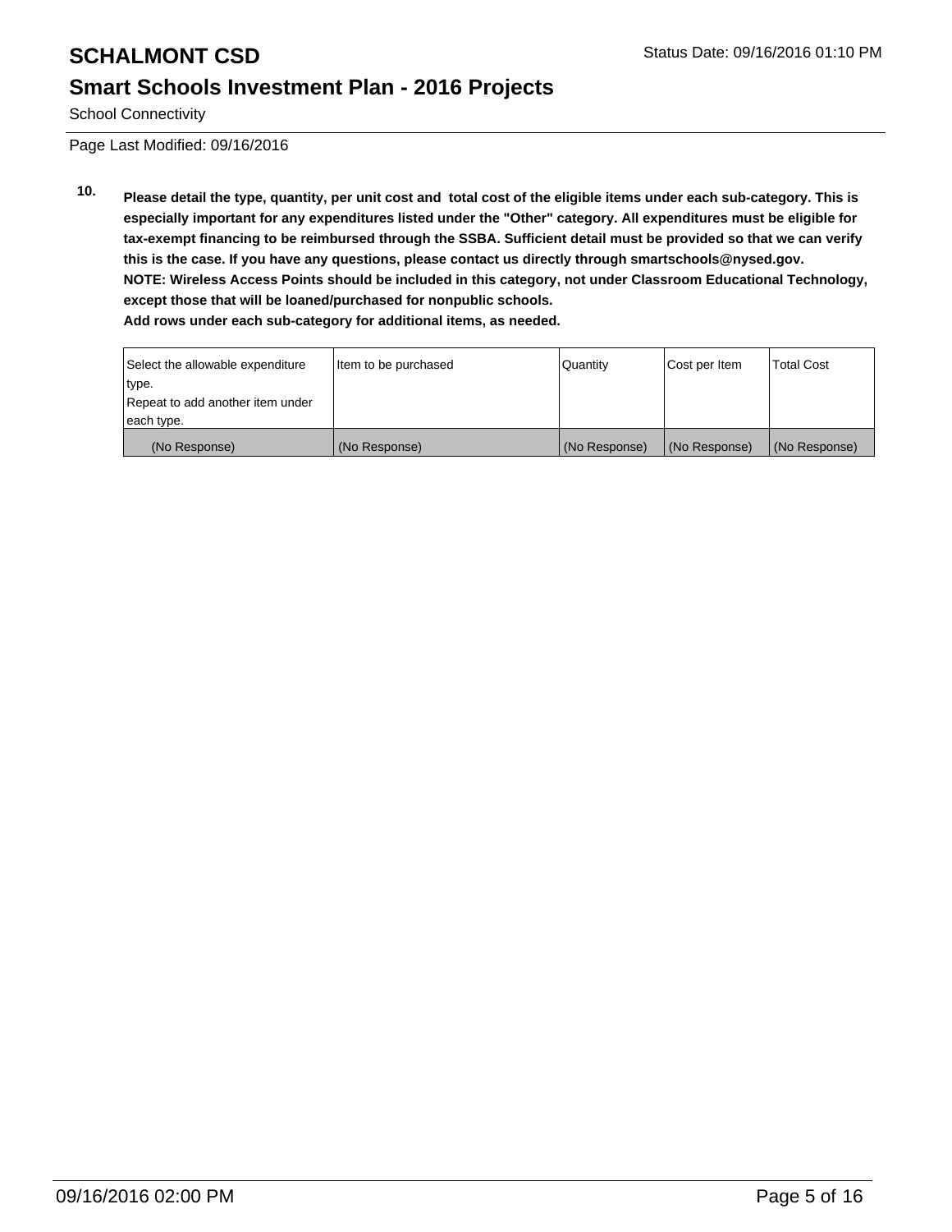Page Last Modified: 09/16/2016

**10.** **Please detail the type, quantity, per unit cost and total cost of the eligible items under each sub-category. This is especially important for any expenditures listed under the "Other" category. All expenditures must be eligible for tax-exempt financing to be reimbursed through the SSBA. Sufficient detail must be provided so that we can verify this is the case. If you have any questions, please contact us directly through smartschools@nysed.gov.**
**NOTE: Wireless Access Points should be included in this category, not under Classroom Educational Technology, except those that will be loaned/purchased for nonpublic schools.**
**Add rows under each sub-category for additional items, as needed.**

| Select the allowable expenditure type. Repeat to add another item under each type. | Item to be purchased | Quantity | Cost per Item | Total Cost |
|---|---|---|---|---|
| (No Response) | (No Response) | (No Response) | (No Response) | (No Response) |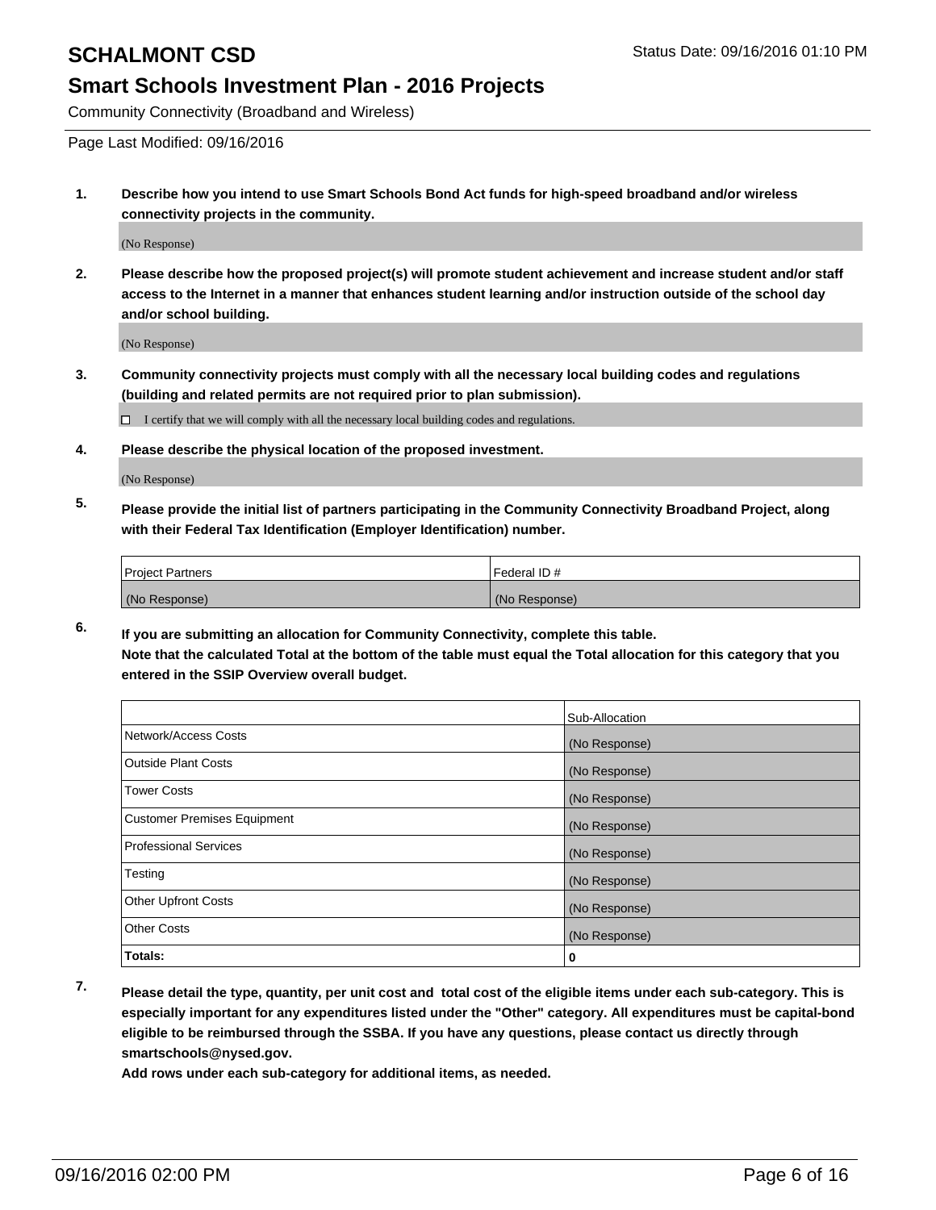# SCHALMONT CSD

## Smart Schools Investment Plan - 2016 Projects

Community Connectivity (Broadband and Wireless)

Page Last Modified: 09/16/2016

**1. Describe how you intend to use Smart Schools Bond Act funds for high-speed broadband and/or wireless connectivity projects in the community.**

(No Response)

**2. Please describe how the proposed project(s) will promote student achievement and increase student and/or staff access to the Internet in a manner that enhances student learning and/or instruction outside of the school day and/or school building.**

(No Response)

**3. Community connectivity projects must comply with all the necessary local building codes and regulations (building and related permits are not required prior to plan submission).**

☐ I certify that we will comply with all the necessary local building codes and regulations.

**4. Please describe the physical location of the proposed investment.**

(No Response)

**5. Please provide the initial list of partners participating in the Community Connectivity Broadband Project, along with their Federal Tax Identification (Employer Identification) number.**

| Project Partners | Federal ID # |
|---|---|
| (No Response) | (No Response) |

**6. If you are submitting an allocation for Community Connectivity, complete this table.**
**Note that the calculated Total at the bottom of the table must equal the Total allocation for this category that you entered in the SSIP Overview overall budget.**

| | Sub-Allocation |
|---|---|
| Network/Access Costs | (No Response) |
| Outside Plant Costs | (No Response) |
| Tower Costs | (No Response) |
| Customer Premises Equipment | (No Response) |
| Professional Services | (No Response) |
| Testing | (No Response) |
| Other Upfront Costs | (No Response) |
| Other Costs | (No Response) |
| **Totals:** | **0** |

**7. Please detail the type, quantity, per unit cost and total cost of the eligible items under each sub-category. This is especially important for any expenditures listed under the "Other" category. All expenditures must be capital-bond eligible to be reimbursed through the SSBA. If you have any questions, please contact us directly through smartschools@nysed.gov.**
**Add rows under each sub-category for additional items, as needed.**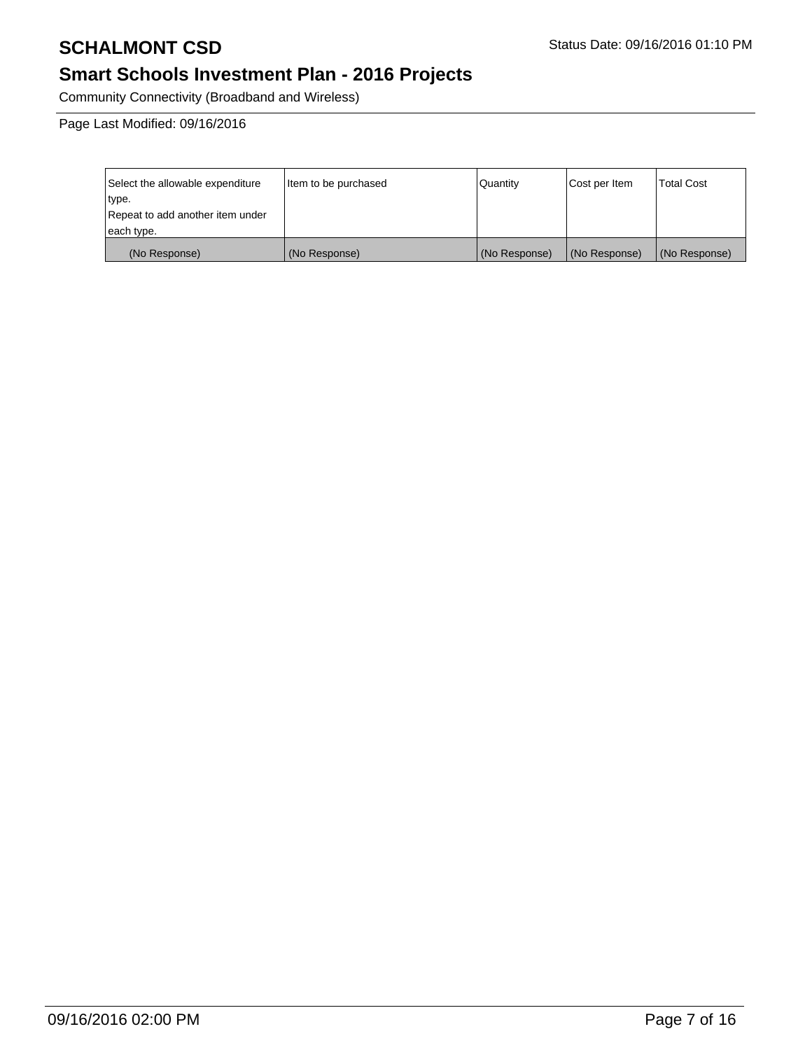# SCHALMONT CSD

Status Date: 09/16/2016 01:10 PM

## Smart Schools Investment Plan - 2016 Projects

Community Connectivity (Broadband and Wireless)

Page Last Modified: 09/16/2016

| Select the allowable expenditure type. Repeat to add another item under each type. | Item to be purchased | Quantity | Cost per Item | Total Cost |
|---|---|---|---|---|
| (No Response) | (No Response) | (No Response) | (No Response) | (No Response) |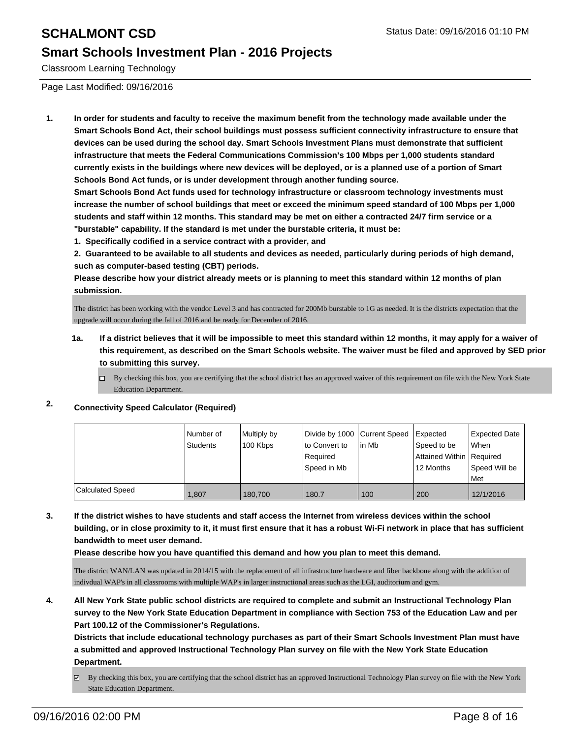# SCHALMONT CSD

Status Date: 09/16/2016 01:10 PM

## Smart Schools Investment Plan - 2016 Projects

Classroom Learning Technology

Page Last Modified: 09/16/2016

**1. In order for students and faculty to receive the maximum benefit from the technology made available under the Smart Schools Bond Act, their school buildings must possess sufficient connectivity infrastructure to ensure that devices can be used during the school day. Smart Schools Investment Plans must demonstrate that sufficient infrastructure that meets the Federal Communications Commission's 100 Mbps per 1,000 students standard currently exists in the buildings where new devices will be deployed, or is a planned use of a portion of Smart Schools Bond Act funds, or is under development through another funding source.**

**Smart Schools Bond Act funds used for technology infrastructure or classroom technology investments must increase the number of school buildings that meet or exceed the minimum speed standard of 100 Mbps per 1,000 students and staff within 12 months. This standard may be met on either a contracted 24/7 firm service or a "burstable" capability. If the standard is met under the burstable criteria, it must be:**

**1. Specifically codified in a service contract with a provider, and**

**2. Guaranteed to be available to all students and devices as needed, particularly during periods of high demand, such as computer-based testing (CBT) periods.**

**Please describe how your district already meets or is planning to meet this standard within 12 months of plan submission.**

The district has been working with the vendor Level 3 and has contracted for 200Mb burstable to 1G as needed. It is the districts expectation that the upgrade will occur during the fall of 2016 and be ready for December of 2016.

**1a. If a district believes that it will be impossible to meet this standard within 12 months, it may apply for a waiver of this requirement, as described on the Smart Schools website. The waiver must be filed and approved by SED prior to submitting this survey.**

☐ By checking this box, you are certifying that the school district has an approved waiver of this requirement on file with the New York State Education Department.

**2. Connectivity Speed Calculator (Required)**

| | Number of Students | Multiply by 100 Kbps | Divide by 1000 to Convert to Required Speed in Mb | Current Speed in Mb | Expected Speed to be Attained Within 12 Months | Expected Date When Required Speed Will be Met |
|---|---|---|---|---|---|---|
| Calculated Speed | 1,807 | 180,700 | 180.7 | 100 | 200 | 12/1/2016 |

**3. If the district wishes to have students and staff access the Internet from wireless devices within the school building, or in close proximity to it, it must first ensure that it has a robust Wi-Fi network in place that has sufficient bandwidth to meet user demand.**

**Please describe how you have quantified this demand and how you plan to meet this demand.**

The district WAN/LAN was updated in 2014/15 with the replacement of all infrastructure hardware and fiber backbone along with the addition of indivdual WAP's in all classrooms with multiple WAP's in larger instructional areas such as the LGI, auditorium and gym.

**4. All New York State public school districts are required to complete and submit an Instructional Technology Plan survey to the New York State Education Department in compliance with Section 753 of the Education Law and per Part 100.12 of the Commissioner's Regulations.**

**Districts that include educational technology purchases as part of their Smart Schools Investment Plan must have a submitted and approved Instructional Technology Plan survey on file with the New York State Education Department.**

☑ By checking this box, you are certifying that the school district has an approved Instructional Technology Plan survey on file with the New York State Education Department.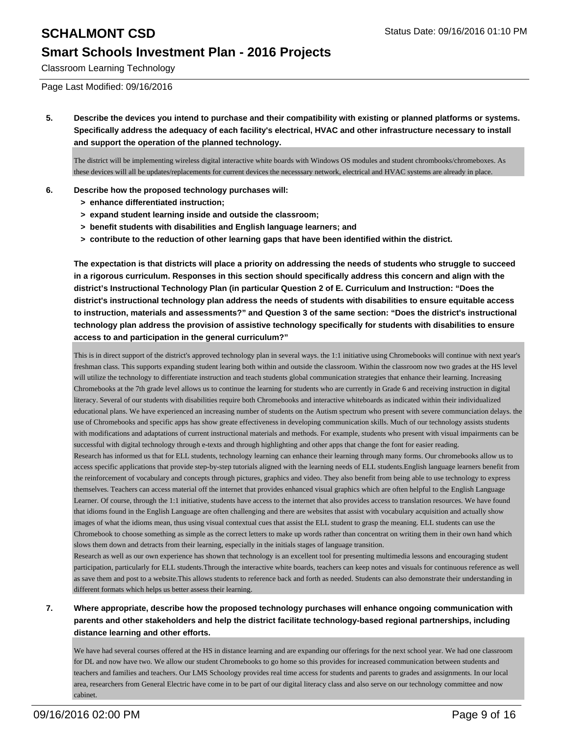Classroom Learning Technology

Page Last Modified: 09/16/2016

**5. Describe the devices you intend to purchase and their compatibility with existing or planned platforms or systems. Specifically address the adequacy of each facility's electrical, HVAC and other infrastructure necessary to install and support the operation of the planned technology.**

The district will be implementing wireless digital interactive white boards with Windows OS modules and student chrombooks/chromeboxes. As these devices will all be updates/replacements for current devices the necesssary network, electrical and HVAC systems are already in place.

**6. Describe how the proposed technology purchases will:**

- **> enhance differentiated instruction;**
- **> expand student learning inside and outside the classroom;**
- **> benefit students with disabilities and English language learners; and**
- **> contribute to the reduction of other learning gaps that have been identified within the district.**

**The expectation is that districts will place a priority on addressing the needs of students who struggle to succeed in a rigorous curriculum. Responses in this section should specifically address this concern and align with the district's Instructional Technology Plan (in particular Question 2 of E. Curriculum and Instruction: "Does the district's instructional technology plan address the needs of students with disabilities to ensure equitable access to instruction, materials and assessments?" and Question 3 of the same section: "Does the district's instructional technology plan address the provision of assistive technology specifically for students with disabilities to ensure access to and participation in the general curriculum?"**

This is in direct support of the district's approved technology plan in several ways. the 1:1 initiative using Chromebooks will continue with next year's freshman class. This supports expanding student learing both within and outside the classroom. Within the classroom now two grades at the HS level will utilize the technology to differentiate instruction and teach students global communication strategies that enhance their learning. Increasing Chromebooks at the 7th grade level allows us to continue the learning for students who are currently in Grade 6 and receiving instruction in digital literacy. Several of our students with disabilities require both Chromebooks and interactive whiteboards as indicated within their individualized educational plans. We have experienced an increasing number of students on the Autism spectrum who present with severe communciation delays. the use of Chromebooks and specific apps has show greate effectiveness in developing communication skills. Much of our technology assists students with modifications and adaptations of current instructional materials and methods. For example, students who present with visual impairments can be successful with digital technology through e-texts and through highlighting and other apps that change the font for easier reading.
Research has informed us that for ELL students, technology learning can enhance their learning through many forms. Our chromebooks allow us to access specific applications that provide step-by-step tutorials aligned with the learning needs of ELL students.English language learners benefit from the reinforcement of vocabulary and concepts through pictures, graphics and video. They also benefit from being able to use technology to express themselves. Teachers can access material off the internet that provides enhanced visual graphics which are often helpful to the English Language Learner. Of course, through the 1:1 initiative, students have access to the internet that also provides access to translation resources. We have found that idioms found in the English Language are often challenging and there are websites that assist with vocabulary acquisition and actually show images of what the idioms mean, thus using visual contextual cues that assist the ELL student to grasp the meaning. ELL students can use the Chromebook to choose something as simple as the correct letters to make up words rather than concentrat on writing them in their own hand which slows them down and detracts from their learning, especially in the initials stages of language transition.
Research as well as our own experience has shown that technology is an excellent tool for presenting multimedia lessons and encouraging student participation, particularly for ELL students.Through the interactive white boards, teachers can keep notes and visuals for continuous reference as well as save them and post to a website.This allows students to reference back and forth as needed. Students can also demonstrate their understanding in different formats which helps us better assess their learning.

**7. Where appropriate, describe how the proposed technology purchases will enhance ongoing communication with parents and other stakeholders and help the district facilitate technology-based regional partnerships, including distance learning and other efforts.**

We have had several courses offered at the HS in distance learning and are expanding our offerings for the next school year. We had one classroom for DL and now have two. We allow our student Chromebooks to go home so this provides for increased communication between students and teachers and families and teachers. Our LMS Schoology provides real time access for students and parents to grades and assignments. In our local area, researchers from General Electric have come in to be part of our digital literacy class and also serve on our technology committee and now cabinet.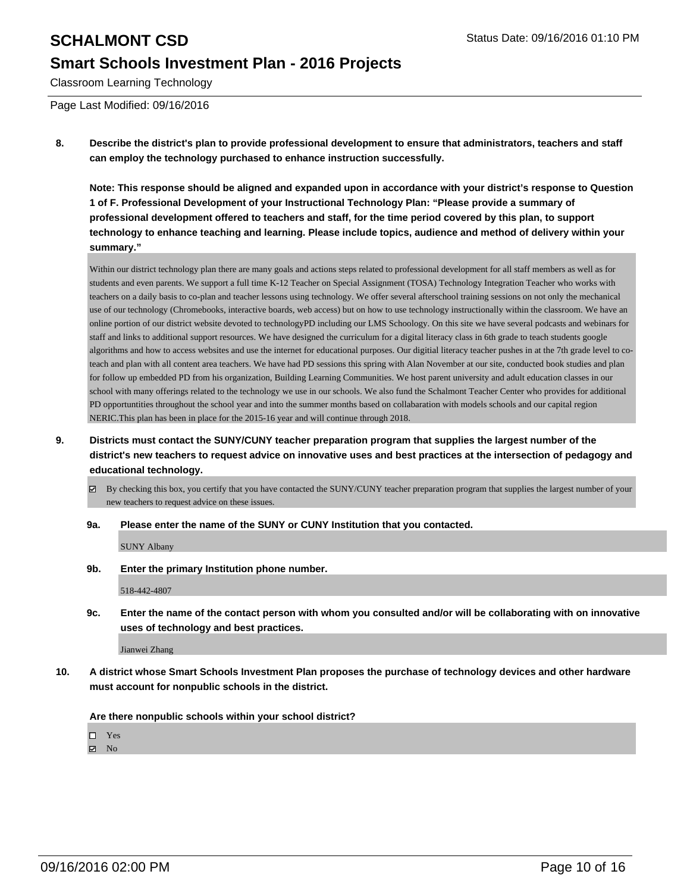Classroom Learning Technology

Page Last Modified: 09/16/2016

**8. Describe the district's plan to provide professional development to ensure that administrators, teachers and staff can employ the technology purchased to enhance instruction successfully.**

**Note: This response should be aligned and expanded upon in accordance with your district's response to Question 1 of F. Professional Development of your Instructional Technology Plan: "Please provide a summary of professional development offered to teachers and staff, for the time period covered by this plan, to support technology to enhance teaching and learning. Please include topics, audience and method of delivery within your summary."**

Within our district technology plan there are many goals and actions steps related to professional development for all staff members as well as for students and even parents. We support a full time K-12 Teacher on Special Assignment (TOSA) Technology Integration Teacher who works with teachers on a daily basis to co-plan and teacher lessons using technology. We offer several afterschool training sessions on not only the mechanical use of our technology (Chromebooks, interactive boards, web access) but on how to use technology instructionally within the classroom. We have an online portion of our district website devoted to technologyPD including our LMS Schoology. On this site we have several podcasts and webinars for staff and links to additional support resources. We have designed the curriculum for a digital literacy class in 6th grade to teach students google algorithms and how to access websites and use the internet for educational purposes. Our digitial literacy teacher pushes in at the 7th grade level to co-teach and plan with all content area teachers. We have had PD sessions this spring with Alan November at our site, conducted book studies and plan for follow up embedded PD from his organization, Building Learning Communities. We host parent university and adult education classes in our school with many offerings related to the technology we use in our schools. We also fund the Schalmont Teacher Center who provides for additional PD opportuntities throughout the school year and into the summer months based on collabaration with models schools and our capital region NERIC.This plan has been in place for the 2015-16 year and will continue through 2018.

**9. Districts must contact the SUNY/CUNY teacher preparation program that supplies the largest number of the district's new teachers to request advice on innovative uses and best practices at the intersection of pedagogy and educational technology.**

☑ By checking this box, you certify that you have contacted the SUNY/CUNY teacher preparation program that supplies the largest number of your new teachers to request advice on these issues.

**9a. Please enter the name of the SUNY or CUNY Institution that you contacted.**

SUNY Albany

**9b. Enter the primary Institution phone number.**

518-442-4807

**9c. Enter the name of the contact person with whom you consulted and/or will be collaborating with on innovative uses of technology and best practices.**

Jianwei Zhang

**10. A district whose Smart Schools Investment Plan proposes the purchase of technology devices and other hardware must account for nonpublic schools in the district.**

**Are there nonpublic schools within your school district?**

☐ Yes
☑ No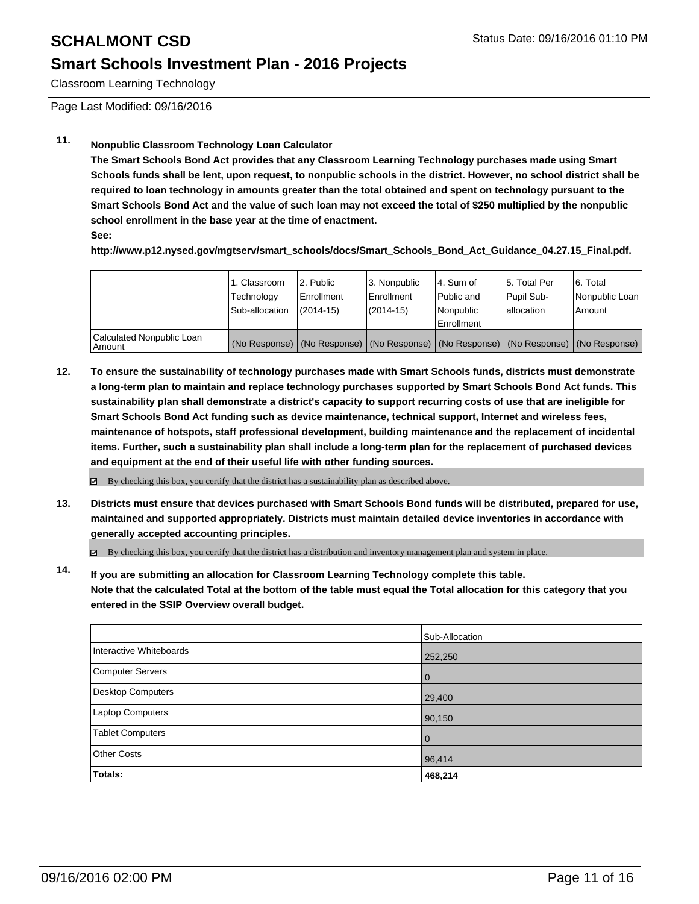# SCHALMONT CSD

## Smart Schools Investment Plan - 2016 Projects

Classroom Learning Technology

Page Last Modified: 09/16/2016

**11. Nonpublic Classroom Technology Loan Calculator**

**The Smart Schools Bond Act provides that any Classroom Learning Technology purchases made using Smart Schools funds shall be lent, upon request, to nonpublic schools in the district. However, no school district shall be required to loan technology in amounts greater than the total obtained and spent on technology pursuant to the Smart Schools Bond Act and the value of such loan may not exceed the total of $250 multiplied by the nonpublic school enrollment in the base year at the time of enactment.**

**See:**

**http://www.p12.nysed.gov/mgtserv/smart_schools/docs/Smart_Schools_Bond_Act_Guidance_04.27.15_Final.pdf.**

| | 1. Classroom Technology Sub-allocation | 2. Public Enrollment (2014-15) | 3. Nonpublic Enrollment (2014-15) | 4. Sum of Public and Nonpublic Enrollment | 5. Total Per Pupil Sub-allocation | 6. Total Nonpublic Loan Amount |
|---|---|---|---|---|---|---|
| Calculated Nonpublic Loan Amount | (No Response) | (No Response) | (No Response) | (No Response) | (No Response) | (No Response) |

**12. To ensure the sustainability of technology purchases made with Smart Schools funds, districts must demonstrate a long-term plan to maintain and replace technology purchases supported by Smart Schools Bond Act funds. This sustainability plan shall demonstrate a district's capacity to support recurring costs of use that are ineligible for Smart Schools Bond Act funding such as device maintenance, technical support, Internet and wireless fees, maintenance of hotspots, staff professional development, building maintenance and the replacement of incidental items. Further, such a sustainability plan shall include a long-term plan for the replacement of purchased devices and equipment at the end of their useful life with other funding sources.**

☑ By checking this box, you certify that the district has a sustainability plan as described above.

**13. Districts must ensure that devices purchased with Smart Schools Bond funds will be distributed, prepared for use, maintained and supported appropriately. Districts must maintain detailed device inventories in accordance with generally accepted accounting principles.**

☑ By checking this box, you certify that the district has a distribution and inventory management plan and system in place.

**14. If you are submitting an allocation for Classroom Learning Technology complete this table.
Note that the calculated Total at the bottom of the table must equal the Total allocation for this category that you entered in the SSIP Overview overall budget.**

| | Sub-Allocation |
|---|---|
| Interactive Whiteboards | 252,250 |
| Computer Servers | 0 |
| Desktop Computers | 29,400 |
| Laptop Computers | 90,150 |
| Tablet Computers | 0 |
| Other Costs | 96,414 |
| **Totals:** | **468,214** |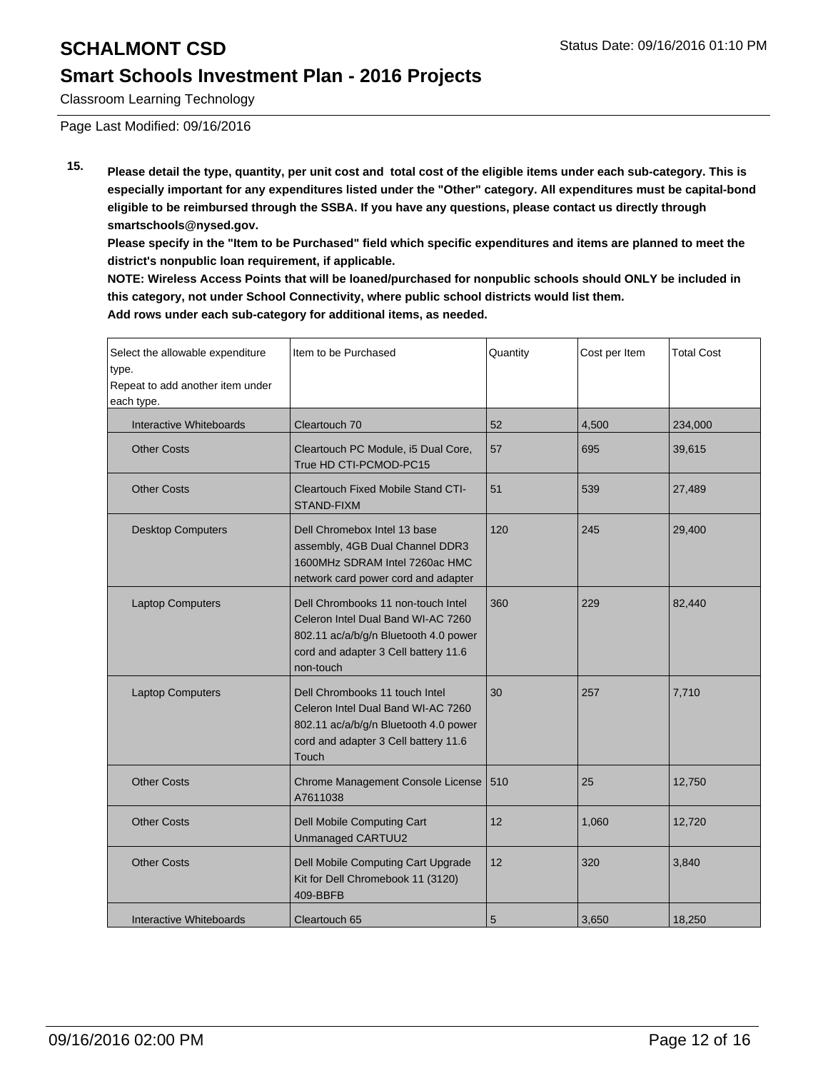# SCHALMONT CSD

## Smart Schools Investment Plan - 2016 Projects

Classroom Learning Technology

Status Date: 09/16/2016 01:10 PM

Page Last Modified: 09/16/2016

**15. Please detail the type, quantity, per unit cost and total cost of the eligible items under each sub-category. This is especially important for any expenditures listed under the "Other" category. All expenditures must be capital-bond eligible to be reimbursed through the SSBA. If you have any questions, please contact us directly through smartschools@nysed.gov.**

**Please specify in the "Item to be Purchased" field which specific expenditures and items are planned to meet the district's nonpublic loan requirement, if applicable.**

**NOTE: Wireless Access Points that will be loaned/purchased for nonpublic schools should ONLY be included in this category, not under School Connectivity, where public school districts would list them.**

**Add rows under each sub-category for additional items, as needed.**

| Select the allowable expenditure type. Repeat to add another item under each type. | Item to be Purchased | Quantity | Cost per Item | Total Cost |
|---|---|---|---|---|
| Interactive Whiteboards | Cleartouch 70 | 52 | 4,500 | 234,000 |
| Other Costs | Cleartouch PC Module, i5 Dual Core, True HD CTI-PCMOD-PC15 | 57 | 695 | 39,615 |
| Other Costs | Cleartouch Fixed Mobile Stand CTI-STAND-FIXM | 51 | 539 | 27,489 |
| Desktop Computers | Dell Chromebox Intel 13 base assembly, 4GB Dual Channel DDR3 1600MHz SDRAM Intel 7260ac HMC network card power cord and adapter | 120 | 245 | 29,400 |
| Laptop Computers | Dell Chrombooks 11 non-touch Intel Celeron Intel Dual Band WI-AC 7260 802.11 ac/a/b/g/n Bluetooth 4.0 power cord and adapter 3 Cell battery 11.6 non-touch | 360 | 229 | 82,440 |
| Laptop Computers | Dell Chrombooks 11 touch Intel Celeron Intel Dual Band WI-AC 7260 802.11 ac/a/b/g/n Bluetooth 4.0 power cord and adapter 3 Cell battery 11.6 Touch | 30 | 257 | 7,710 |
| Other Costs | Chrome Management Console License A7611038 | 510 | 25 | 12,750 |
| Other Costs | Dell Mobile Computing Cart Unmanaged CARTUU2 | 12 | 1,060 | 12,720 |
| Other Costs | Dell Mobile Computing Cart Upgrade Kit for Dell Chromebook 11 (3120) 409-BBFB | 12 | 320 | 3,840 |
| Interactive Whiteboards | Cleartouch 65 | 5 | 3,650 | 18,250 |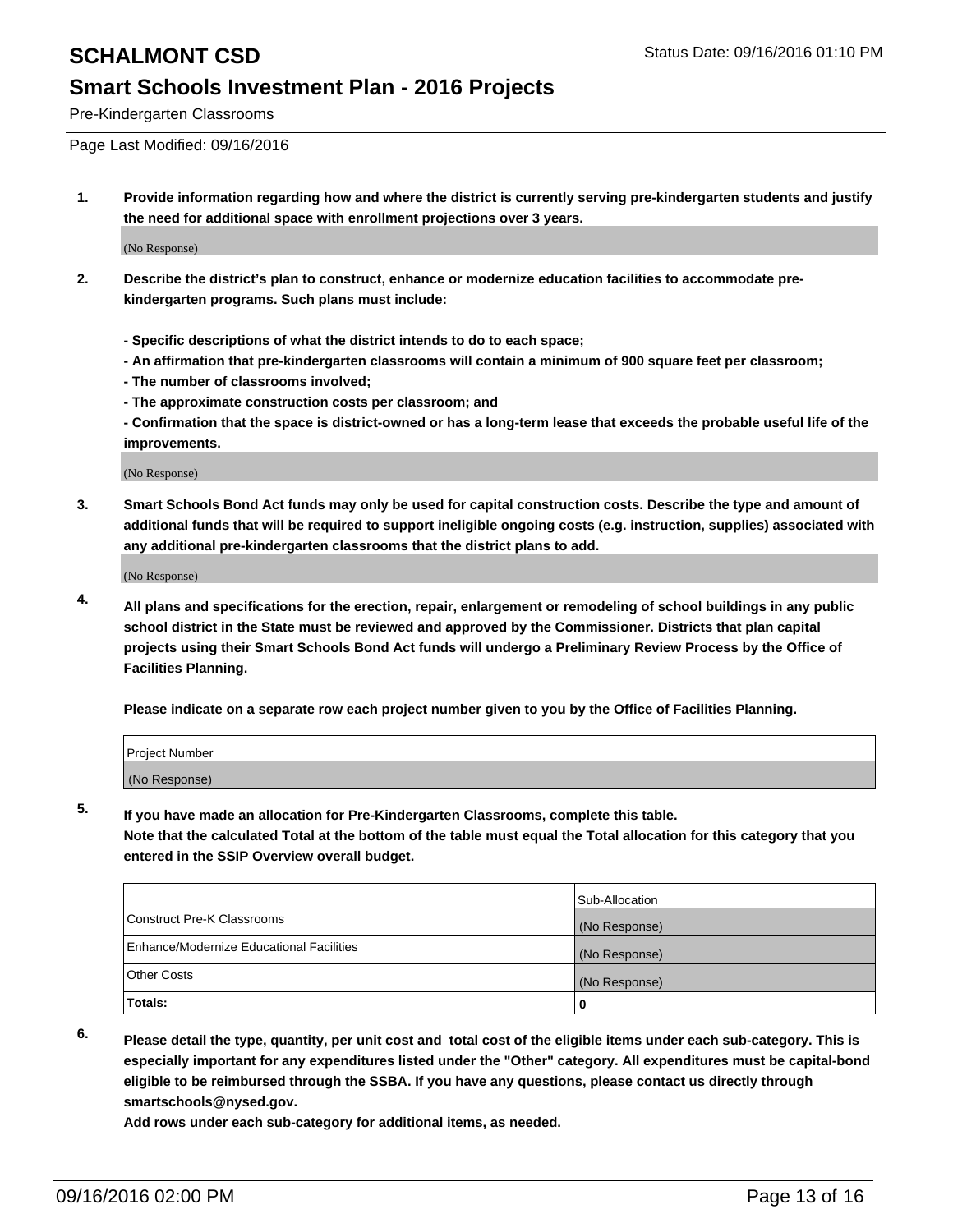# SCHALMONT CSD

## Smart Schools Investment Plan - 2016 Projects

Pre-Kindergarten Classrooms

Page Last Modified: 09/16/2016

**1. Provide information regarding how and where the district is currently serving pre-kindergarten students and justify the need for additional space with enrollment projections over 3 years.**

(No Response)

**2. Describe the district's plan to construct, enhance or modernize education facilities to accommodate pre-kindergarten programs. Such plans must include:**

**- Specific descriptions of what the district intends to do to each space;**
**- An affirmation that pre-kindergarten classrooms will contain a minimum of 900 square feet per classroom;**
**- The number of classrooms involved;**
**- The approximate construction costs per classroom; and**
**- Confirmation that the space is district-owned or has a long-term lease that exceeds the probable useful life of the improvements.**

(No Response)

**3. Smart Schools Bond Act funds may only be used for capital construction costs. Describe the type and amount of additional funds that will be required to support ineligible ongoing costs (e.g. instruction, supplies) associated with any additional pre-kindergarten classrooms that the district plans to add.**

(No Response)

**4. All plans and specifications for the erection, repair, enlargement or remodeling of school buildings in any public school district in the State must be reviewed and approved by the Commissioner. Districts that plan capital projects using their Smart Schools Bond Act funds will undergo a Preliminary Review Process by the Office of Facilities Planning.**

**Please indicate on a separate row each project number given to you by the Office of Facilities Planning.**

| Project Number |
|---|
| (No Response) |

**5. If you have made an allocation for Pre-Kindergarten Classrooms, complete this table. Note that the calculated Total at the bottom of the table must equal the Total allocation for this category that you entered in the SSIP Overview overall budget.**

| | Sub-Allocation |
|---|---|
| Construct Pre-K Classrooms | (No Response) |
| Enhance/Modernize Educational Facilities | (No Response) |
| Other Costs | (No Response) |
| **Totals:** | **0** |

**6. Please detail the type, quantity, per unit cost and total cost of the eligible items under each sub-category. This is especially important for any expenditures listed under the "Other" category. All expenditures must be capital-bond eligible to be reimbursed through the SSBA. If you have any questions, please contact us directly through smartschools@nysed.gov.**
**Add rows under each sub-category for additional items, as needed.**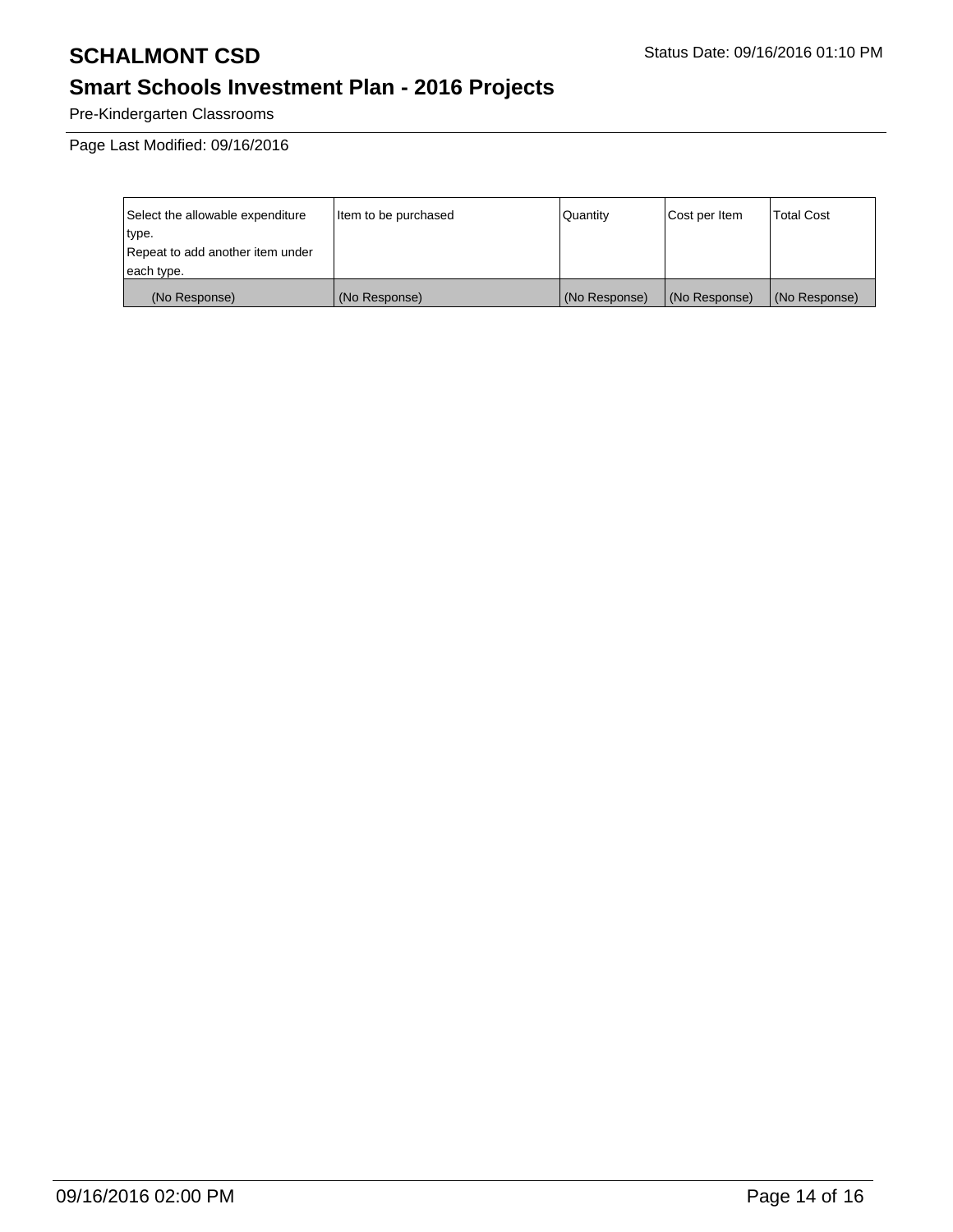# SCHALMONT CSD

Status Date: 09/16/2016 01:10 PM

## Smart Schools Investment Plan - 2016 Projects

Pre-Kindergarten Classrooms

Page Last Modified: 09/16/2016

| Select the allowable expenditure type. Repeat to add another item under each type. | Item to be purchased | Quantity | Cost per Item | Total Cost |
|---|---|---|---|---|
| (No Response) | (No Response) | (No Response) | (No Response) | (No Response) |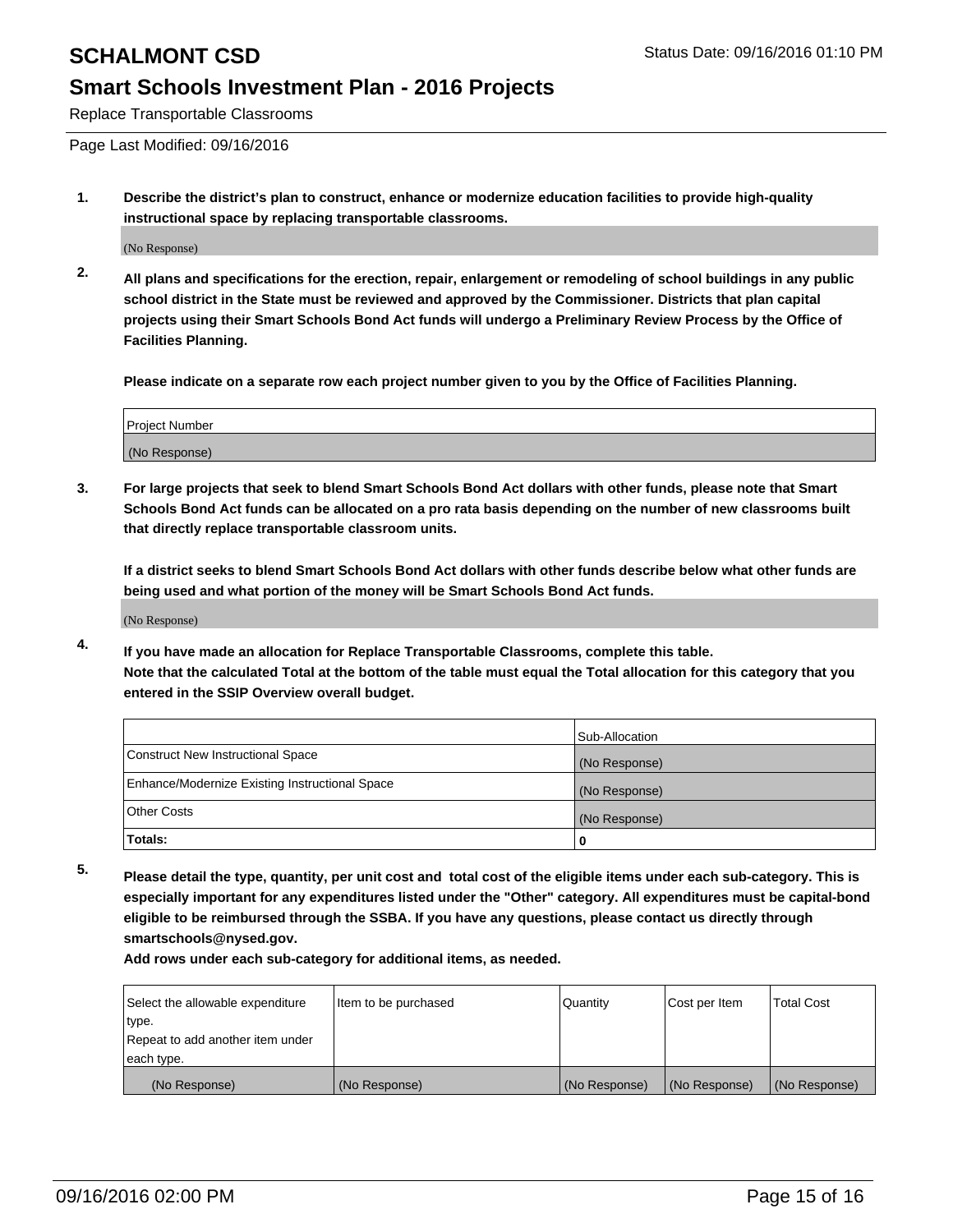# SCHALMONT CSD

Status Date: 09/16/2016 01:10 PM

## Smart Schools Investment Plan - 2016 Projects

Replace Transportable Classrooms

Page Last Modified: 09/16/2016

1. **Describe the district's plan to construct, enhance or modernize education facilities to provide high-quality instructional space by replacing transportable classrooms.**

(No Response)

2. **All plans and specifications for the erection, repair, enlargement or remodeling of school buildings in any public school district in the State must be reviewed and approved by the Commissioner. Districts that plan capital projects using their Smart Schools Bond Act funds will undergo a Preliminary Review Process by the Office of Facilities Planning.**

**Please indicate on a separate row each project number given to you by the Office of Facilities Planning.**

| Project Number |
|---|
| (No Response) |

3. **For large projects that seek to blend Smart Schools Bond Act dollars with other funds, please note that Smart Schools Bond Act funds can be allocated on a pro rata basis depending on the number of new classrooms built that directly replace transportable classroom units.**

**If a district seeks to blend Smart Schools Bond Act dollars with other funds describe below what other funds are being used and what portion of the money will be Smart Schools Bond Act funds.**

(No Response)

4. **If you have made an allocation for Replace Transportable Classrooms, complete this table. Note that the calculated Total at the bottom of the table must equal the Total allocation for this category that you entered in the SSIP Overview overall budget.**

| | Sub-Allocation |
|---|---|
| Construct New Instructional Space | (No Response) |
| Enhance/Modernize Existing Instructional Space | (No Response) |
| Other Costs | (No Response) |
| **Totals:** | **0** |

5. **Please detail the type, quantity, per unit cost and total cost of the eligible items under each sub-category. This is especially important for any expenditures listed under the "Other" category. All expenditures must be capital-bond eligible to be reimbursed through the SSBA. If you have any questions, please contact us directly through smartschools@nysed.gov.**

**Add rows under each sub-category for additional items, as needed.**

| Select the allowable expenditure type. Repeat to add another item under each type. | Item to be purchased | Quantity | Cost per Item | Total Cost |
|---|---|---|---|---|
| (No Response) | (No Response) | (No Response) | (No Response) | (No Response) |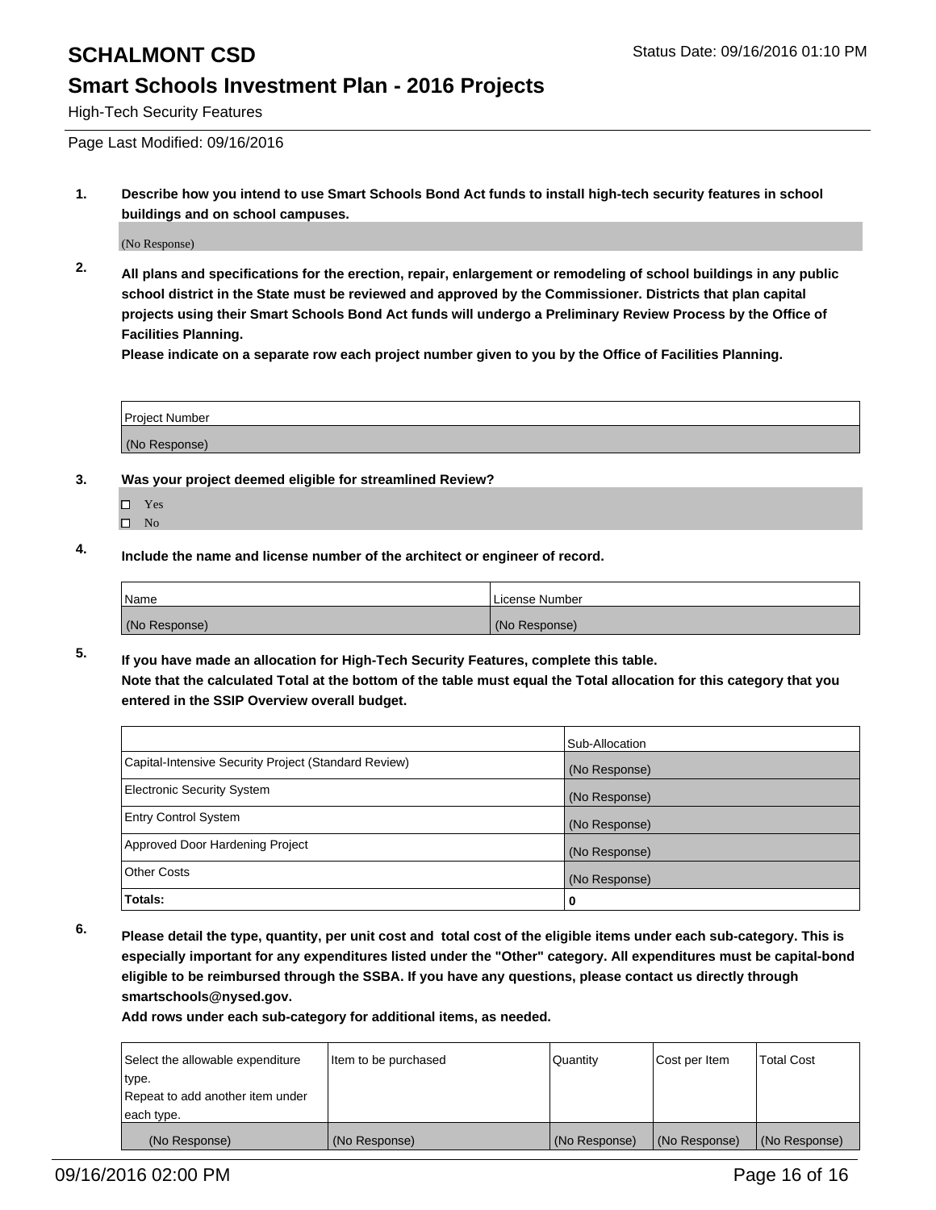# SCHALMONT CSD

## Smart Schools Investment Plan - 2016 Projects

High-Tech Security Features

Page Last Modified: 09/16/2016

**1. Describe how you intend to use Smart Schools Bond Act funds to install high-tech security features in school buildings and on school campuses.**

(No Response)

**2. All plans and specifications for the erection, repair, enlargement or remodeling of school buildings in any public school district in the State must be reviewed and approved by the Commissioner. Districts that plan capital projects using their Smart Schools Bond Act funds will undergo a Preliminary Review Process by the Office of Facilities Planning.**

**Please indicate on a separate row each project number given to you by the Office of Facilities Planning.**

| Project Number |
|---|
| (No Response) |

**3. Was your project deemed eligible for streamlined Review?**

- ☐ Yes
- ☐ No

**4. Include the name and license number of the architect or engineer of record.**

| Name | License Number |
|---|---|
| (No Response) | (No Response) |

**5. If you have made an allocation for High-Tech Security Features, complete this table.**
**Note that the calculated Total at the bottom of the table must equal the Total allocation for this category that you entered in the SSIP Overview overall budget.**

| | Sub-Allocation |
|---|---|
| Capital-Intensive Security Project (Standard Review) | (No Response) |
| Electronic Security System | (No Response) |
| Entry Control System | (No Response) |
| Approved Door Hardening Project | (No Response) |
| Other Costs | (No Response) |
| **Totals:** | 0 |

**6. Please detail the type, quantity, per unit cost and total cost of the eligible items under each sub-category. This is especially important for any expenditures listed under the "Other" category. All expenditures must be capital-bond eligible to be reimbursed through the SSBA. If you have any questions, please contact us directly through smartschools@nysed.gov.**

**Add rows under each sub-category for additional items, as needed.**

| Select the allowable expenditure type. Repeat to add another item under each type. | Item to be purchased | Quantity | Cost per Item | Total Cost |
|---|---|---|---|---|
| (No Response) | (No Response) | (No Response) | (No Response) | (No Response) |